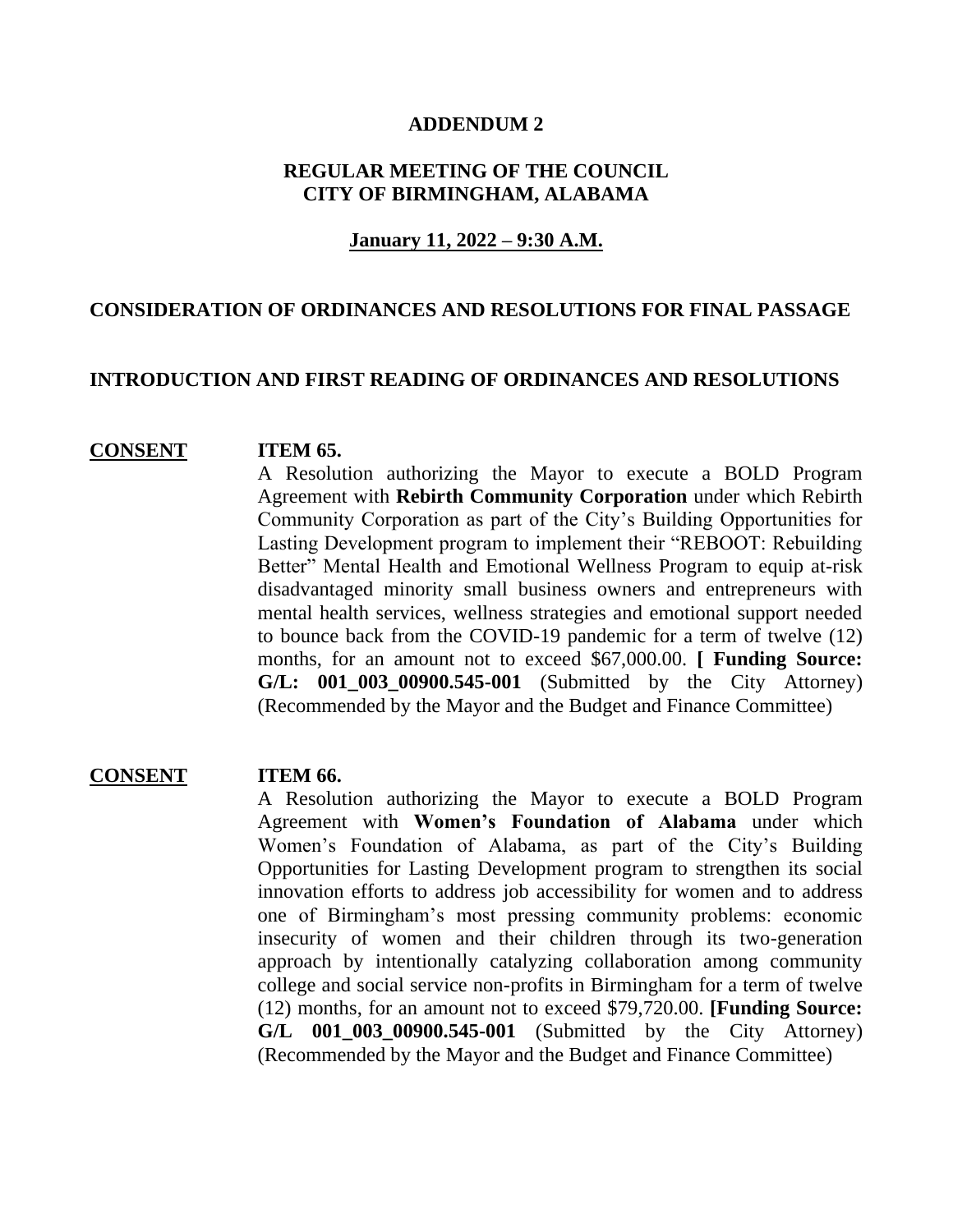# ADDENDUM 2

## REGULAR MEETING OF THE COUNCIL
## CITY OF BIRMINGHAM, ALABAMA

**January 11, 2022 – 9:30 A.M.**

### CONSIDERATION OF ORDINANCES AND RESOLUTIONS FOR FINAL PASSAGE

### INTRODUCTION AND FIRST READING OF ORDINANCES AND RESOLUTIONS

**CONSENT** **ITEM 65.**

A Resolution authorizing the Mayor to execute a BOLD Program Agreement with **Rebirth Community Corporation** under which Rebirth Community Corporation as part of the City's Building Opportunities for Lasting Development program to implement their "REBOOT: Rebuilding Better" Mental Health and Emotional Wellness Program to equip at-risk disadvantaged minority small business owners and entrepreneurs with mental health services, wellness strategies and emotional support needed to bounce back from the COVID-19 pandemic for a term of twelve (12) months, for an amount not to exceed $67,000.00. **[ Funding Source: G/L: 001_003_00900.545-001** (Submitted by the City Attorney) (Recommended by the Mayor and the Budget and Finance Committee)

**CONSENT** **ITEM 66.**

A Resolution authorizing the Mayor to execute a BOLD Program Agreement with **Women's Foundation of Alabama** under which Women's Foundation of Alabama, as part of the City's Building Opportunities for Lasting Development program to strengthen its social innovation efforts to address job accessibility for women and to address one of Birmingham's most pressing community problems: economic insecurity of women and their children through its two-generation approach by intentionally catalyzing collaboration among community college and social service non-profits in Birmingham for a term of twelve (12) months, for an amount not to exceed $79,720.00. **[Funding Source: G/L 001_003_00900.545-001** (Submitted by the City Attorney) (Recommended by the Mayor and the Budget and Finance Committee)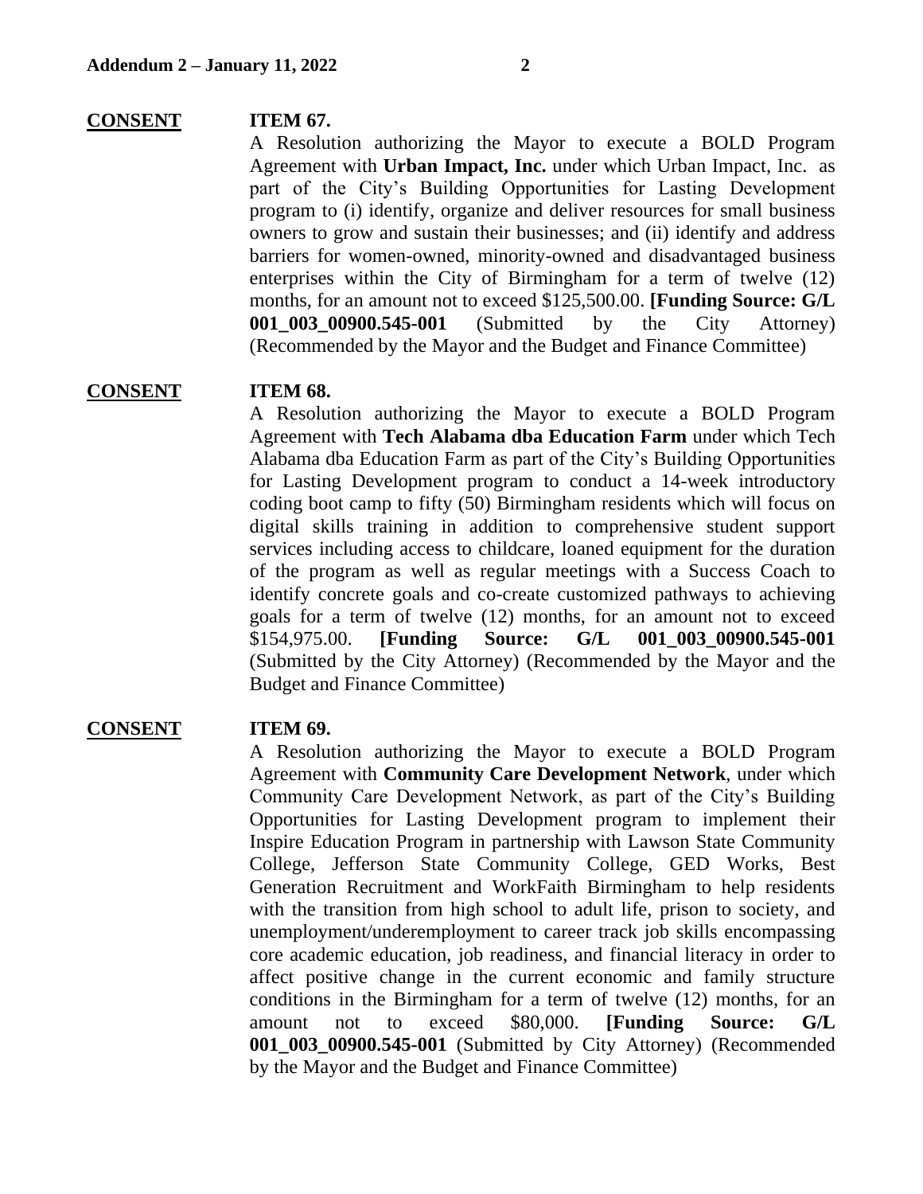**CONSENT** **ITEM 67.**

A Resolution authorizing the Mayor to execute a BOLD Program Agreement with **Urban Impact, Inc.** under which Urban Impact, Inc. as part of the City's Building Opportunities for Lasting Development program to (i) identify, organize and deliver resources for small business owners to grow and sustain their businesses; and (ii) identify and address barriers for women-owned, minority-owned and disadvantaged business enterprises within the City of Birmingham for a term of twelve (12) months, for an amount not to exceed $125,500.00. **[Funding Source: G/L 001_003_00900.545-001** (Submitted by the City Attorney) (Recommended by the Mayor and the Budget and Finance Committee)

**CONSENT** **ITEM 68.**

A Resolution authorizing the Mayor to execute a BOLD Program Agreement with **Tech Alabama dba Education Farm** under which Tech Alabama dba Education Farm as part of the City's Building Opportunities for Lasting Development program to conduct a 14-week introductory coding boot camp to fifty (50) Birmingham residents which will focus on digital skills training in addition to comprehensive student support services including access to childcare, loaned equipment for the duration of the program as well as regular meetings with a Success Coach to identify concrete goals and co-create customized pathways to achieving goals for a term of twelve (12) months, for an amount not to exceed $154,975.00. **[Funding Source: G/L 001_003_00900.545-001** (Submitted by the City Attorney) (Recommended by the Mayor and the Budget and Finance Committee)

**CONSENT** **ITEM 69.**

A Resolution authorizing the Mayor to execute a BOLD Program Agreement with **Community Care Development Network**, under which Community Care Development Network, as part of the City's Building Opportunities for Lasting Development program to implement their Inspire Education Program in partnership with Lawson State Community College, Jefferson State Community College, GED Works, Best Generation Recruitment and WorkFaith Birmingham to help residents with the transition from high school to adult life, prison to society, and unemployment/underemployment to career track job skills encompassing core academic education, job readiness, and financial literacy in order to affect positive change in the current economic and family structure conditions in the Birmingham for a term of twelve (12) months, for an amount not to exceed $80,000. **[Funding Source: G/L 001_003_00900.545-001** (Submitted by City Attorney) (Recommended by the Mayor and the Budget and Finance Committee)